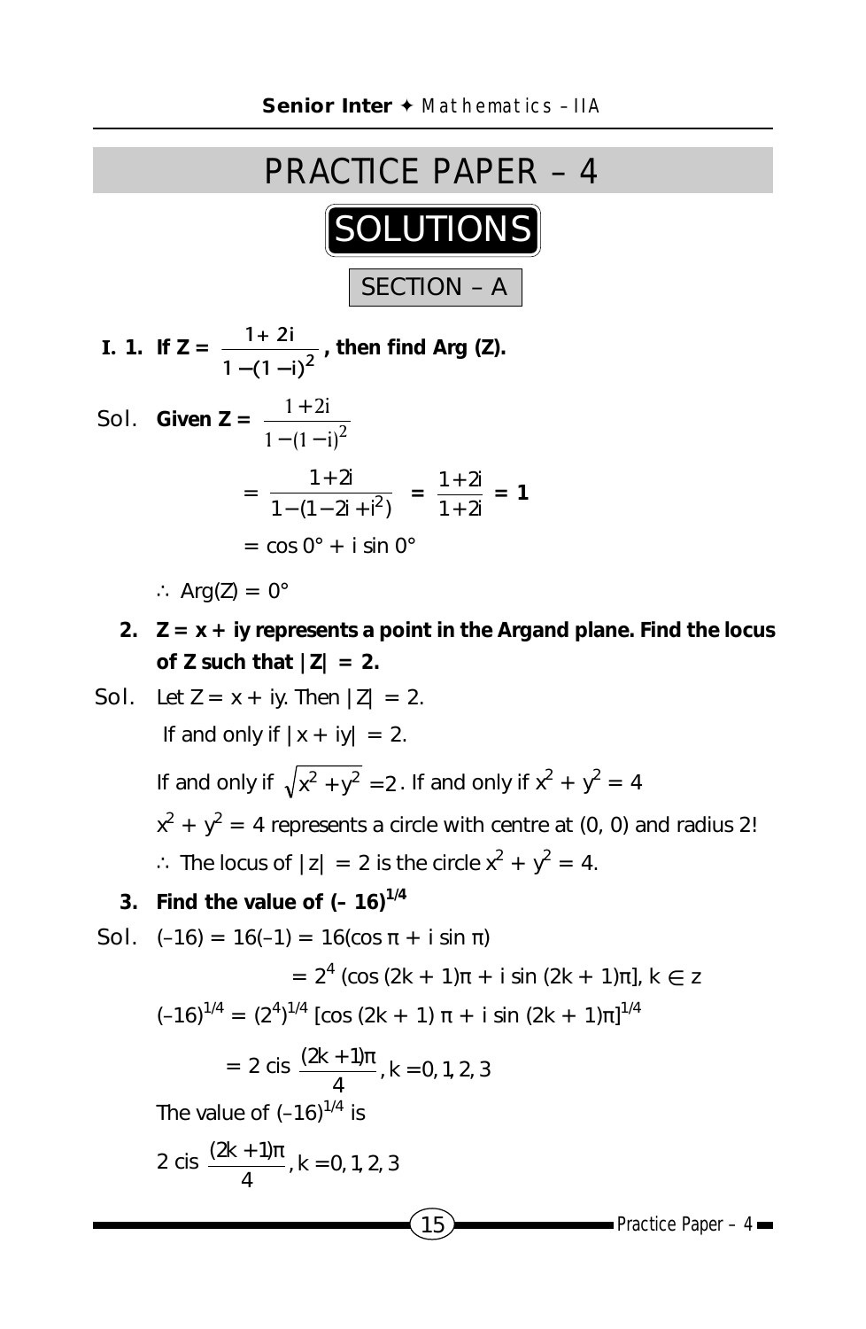# PRACTICE PAPER – 4

## SOLUTIONS

### SECTION – A

**I. 1. If $Z = \dfrac{1+2i}{1-(1-i)^2}$, then find Arg (Z).**

Sol. **Given $Z = \dfrac{1+2i}{1-(1-i)^2}$**

$$= \frac{1+2i}{1-(1-2i+i^2)} = \frac{1+2i}{1+2i} = 1$$

$$= \cos 0° + i \sin 0°$$

$\therefore$ Arg(Z) = 0°

**2. Z = x + iy represents a point in the Argand plane. Find the locus of Z such that |Z| = 2.**

Sol. Let Z = x + iy. Then |Z| = 2.

If and only if |x + iy| = 2.

If and only if $\sqrt{x^2+y^2} = 2$. If and only if $x^2 + y^2 = 4$

$x^2 + y^2 = 4$ represents a circle with centre at (0, 0) and radius 2!

$\therefore$ The locus of |z| = 2 is the circle $x^2 + y^2 = 4$.

**3. Find the value of $(-16)^{1/4}$**

Sol. (–16) = 16(–1) = 16(cos π + i sin π)

$$= 2^4 (\cos (2k+1)\pi + i \sin (2k+1)\pi], k \in z$$

$(-16)^{1/4} = (2^4)^{1/4} [\cos (2k+1)\pi + i \sin (2k+1)\pi]^{1/4}$

$$= 2 \text{ cis } \frac{(2k+1)\pi}{4}, k = 0, 1, 2, 3$$

The value of $(-16)^{1/4}$ is

$2 \text{ cis } \dfrac{(2k+1)\pi}{4}, k = 0, 1, 2, 3$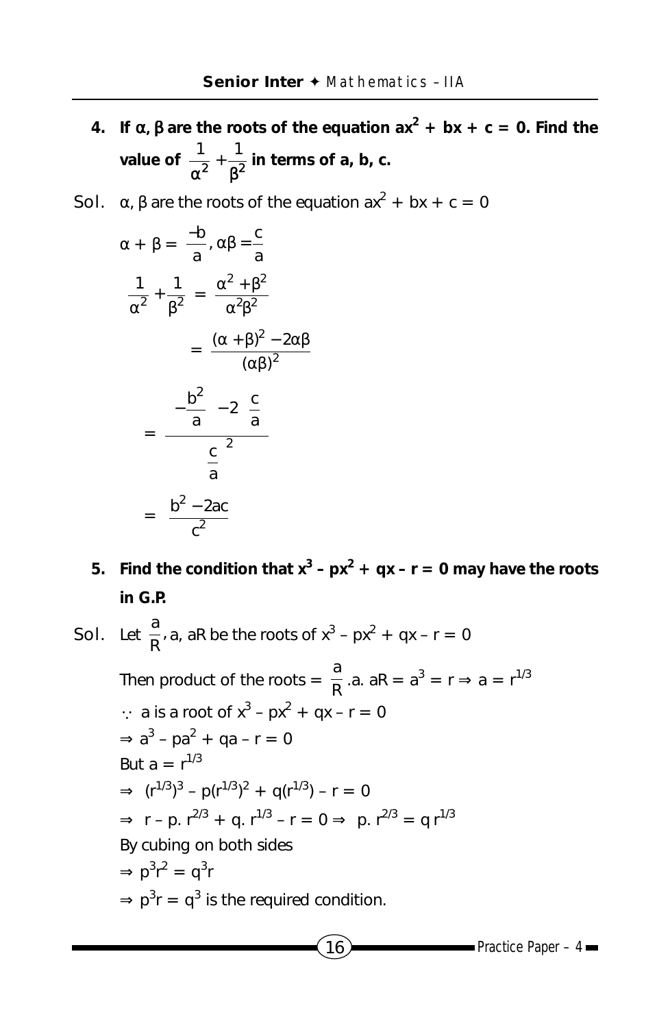**4. If α, β are the roots of the equation $ax^2 + bx + c = 0$. Find the value of $\frac{1}{\alpha^2} + \frac{1}{\beta^2}$ in terms of a, b, c.**

Sol. α, β are the roots of the equation $ax^2 + bx + c = 0$

$$\alpha + \beta = \frac{-b}{a}, \alpha\beta = \frac{c}{a}$$

$$\frac{1}{\alpha^2} + \frac{1}{\beta^2} = \frac{\alpha^2 + \beta^2}{\alpha^2\beta^2}$$

$$= \frac{(\alpha + \beta)^2 - 2\alpha\beta}{(\alpha\beta)^2}$$

$$= \frac{\left(-\frac{b}{a}\right)^2 - 2\left(\frac{c}{a}\right)}{\left(\frac{c}{a}\right)^2}$$

$$= \frac{b^2 - 2ac}{c^2}$$

**5. Find the condition that $x^3 - px^2 + qx - r = 0$ may have the roots in G.P.**

Sol. Let $\frac{a}{R}$, a, aR be the roots of $x^3 - px^2 + qx - r = 0$

Then product of the roots $= \frac{a}{R}.a.\,aR = a^3 = r \Rightarrow a = r^{1/3}$

$\because$ a is a root of $x^3 - px^2 + qx - r = 0$

$\Rightarrow a^3 - pa^2 + qa - r = 0$

But $a = r^{1/3}$

$\Rightarrow (r^{1/3})^3 - p(r^{1/3})^2 + q(r^{1/3}) - r = 0$

$\Rightarrow r - p.\,r^{2/3} + q.\,r^{1/3} - r = 0 \Rightarrow p.\,r^{2/3} = q\,r^{1/3}$

By cubing on both sides

$\Rightarrow p^3r^2 = q^3r$

$\Rightarrow p^3r = q^3$ is the required condition.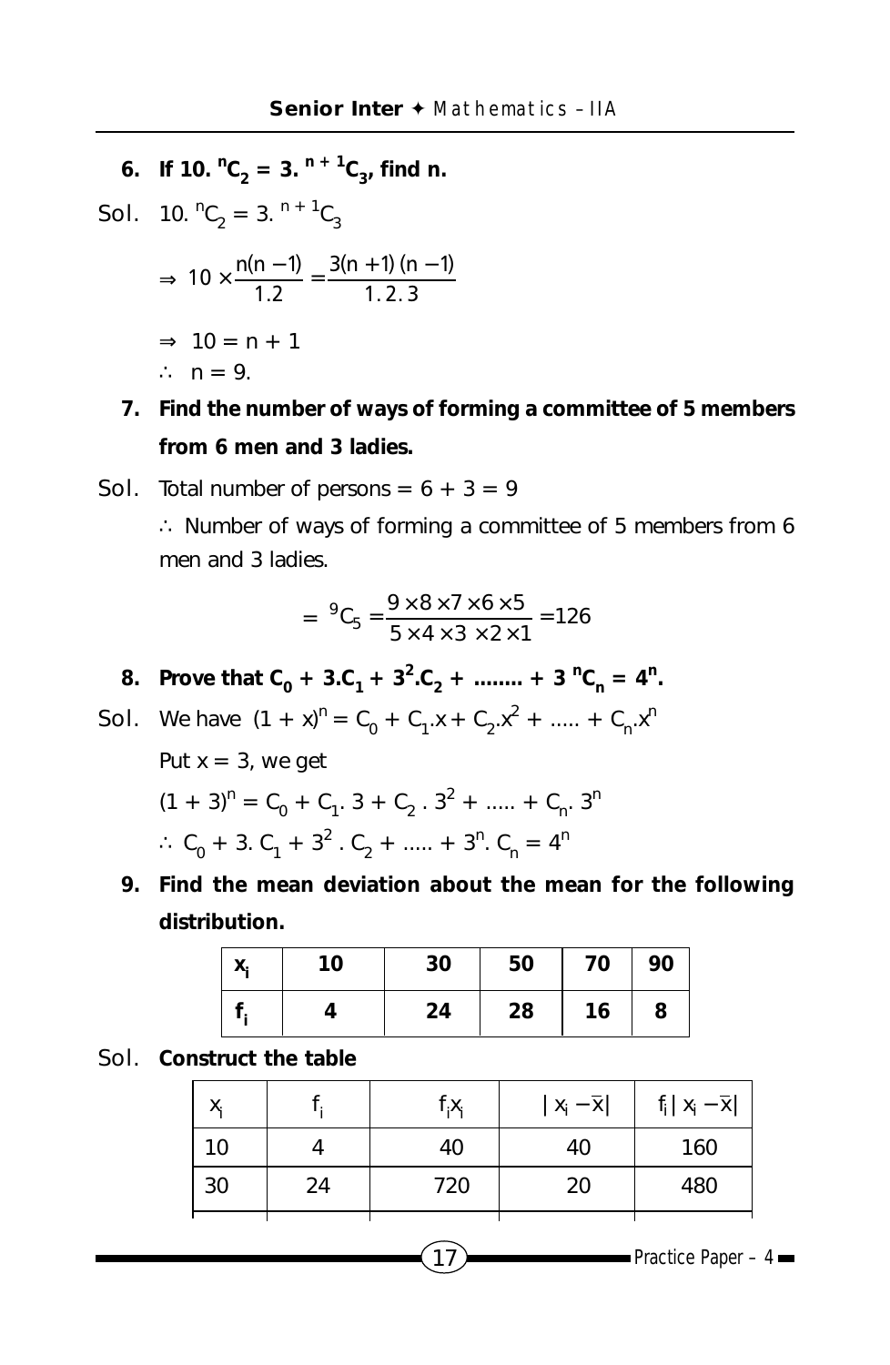**6. If $10 . {}^{n}C_2 = 3 . {}^{n+1}C_3$, find n.**

Sol. $10 . {}^{n}C_2 = 3 . {}^{n+1}C_3$

$$\Rightarrow 10 \times \frac{n(n-1)}{1.2} = \frac{3(n+1)(n-1)}{1.2.3}$$

$\Rightarrow 10 = n + 1$

$\therefore n = 9.$

**7. Find the number of ways of forming a committee of 5 members from 6 men and 3 ladies.**

Sol. Total number of persons = 6 + 3 = 9

$\therefore$ Number of ways of forming a committee of 5 members from 6 men and 3 ladies.

$$= {}^{9}C_5 = \frac{9 \times 8 \times 7 \times 6 \times 5}{5 \times 4 \times 3 \times 2 \times 1} = 126$$

**8. Prove that $C_0 + 3.C_1 + 3^2.C_2 + \ldots\ldots + 3^n C_n = 4^n$.**

Sol. We have $(1 + x)^n = C_0 + C_1.x + C_2.x^2 + \ldots.. + C_n.x^n$

Put x = 3, we get

$(1 + 3)^n = C_0 + C_1 . 3 + C_2 . 3^2 + \ldots.. + C_n . 3^n$

$\therefore C_0 + 3 . C_1 + 3^2 . C_2 + \ldots.. + 3^n . C_n = 4^n$

**9. Find the mean deviation about the mean for the following distribution.**

| $x_i$ | 10 | 30 | 50 | 70 | 90 |
|---|---|---|---|---|---|
| $f_i$ | 4 | 24 | 28 | 16 | 8 |

Sol. **Construct the table**

| $x_i$ | $f_i$ | $f_i x_i$ | $\lvert x_i - \bar{x} \rvert$ | $f_i \lvert x_i - \bar{x} \rvert$ |
|---|---|---|---|---|
| 10 | 4 | 40 | 40 | 160 |
| 30 | 24 | 720 | 20 | 480 |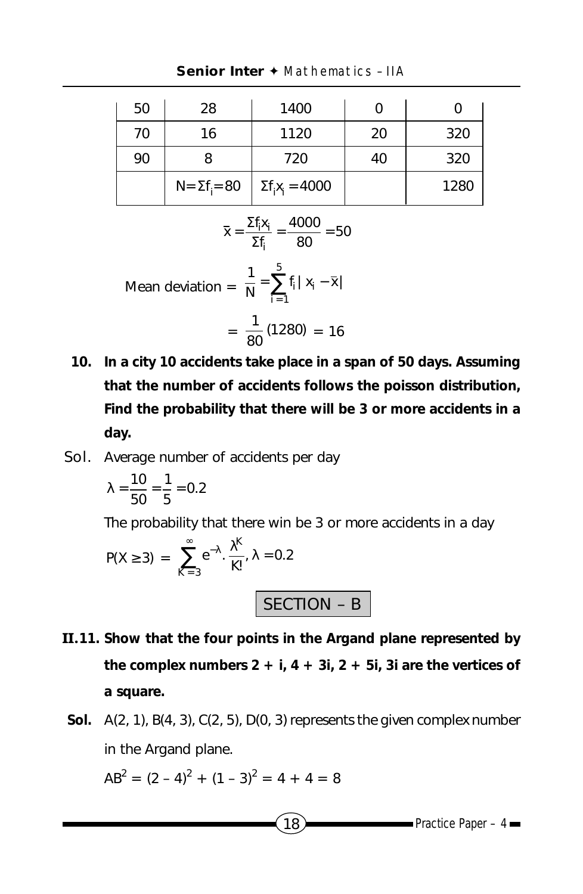| 50 | 28 | 1400 | 0 | 0 |
|---|---|---|---|---|
| 70 | 16 | 1120 | 20 | 320 |
| 90 | 8 | 720 | 40 | 320 |
| | $N = \Sigma f_i = 80$ | $\Sigma f_i x_i = 4000$ | | 1280 |

$$\bar{x} = \frac{\Sigma f_i x_i}{\Sigma f_i} = \frac{4000}{80} = 50$$

$$\text{Mean deviation} = \frac{1}{N} = \sum_{i=1}^{5} f_i | x_i - \bar{x}|$$

$$= \frac{1}{80}(1280) = 16$$

**10. In a city 10 accidents take place in a span of 50 days. Assuming that the number of accidents follows the poisson distribution, Find the probability that there will be 3 or more accidents in a day.**

**Sol.** Average number of accidents per day

$$\lambda = \frac{10}{50} = \frac{1}{5} = 0.2$$

The probability that there win be 3 or more accidents in a day

$$P(X \geq 3) = \sum_{K=3}^{\infty} e^{-\lambda} \cdot \frac{\lambda^K}{K!}, \lambda = 0.2$$

## SECTION – B

**II.11. Show that the four points in the Argand plane represented by the complex numbers 2 + i, 4 + 3i, 2 + 5i, 3i are the vertices of a square.**

**Sol.** A(2, 1), B(4, 3), C(2, 5), D(0, 3) represents the given complex number in the Argand plane.

$AB^2 = (2 - 4)^2 + (1 - 3)^2 = 4 + 4 = 8$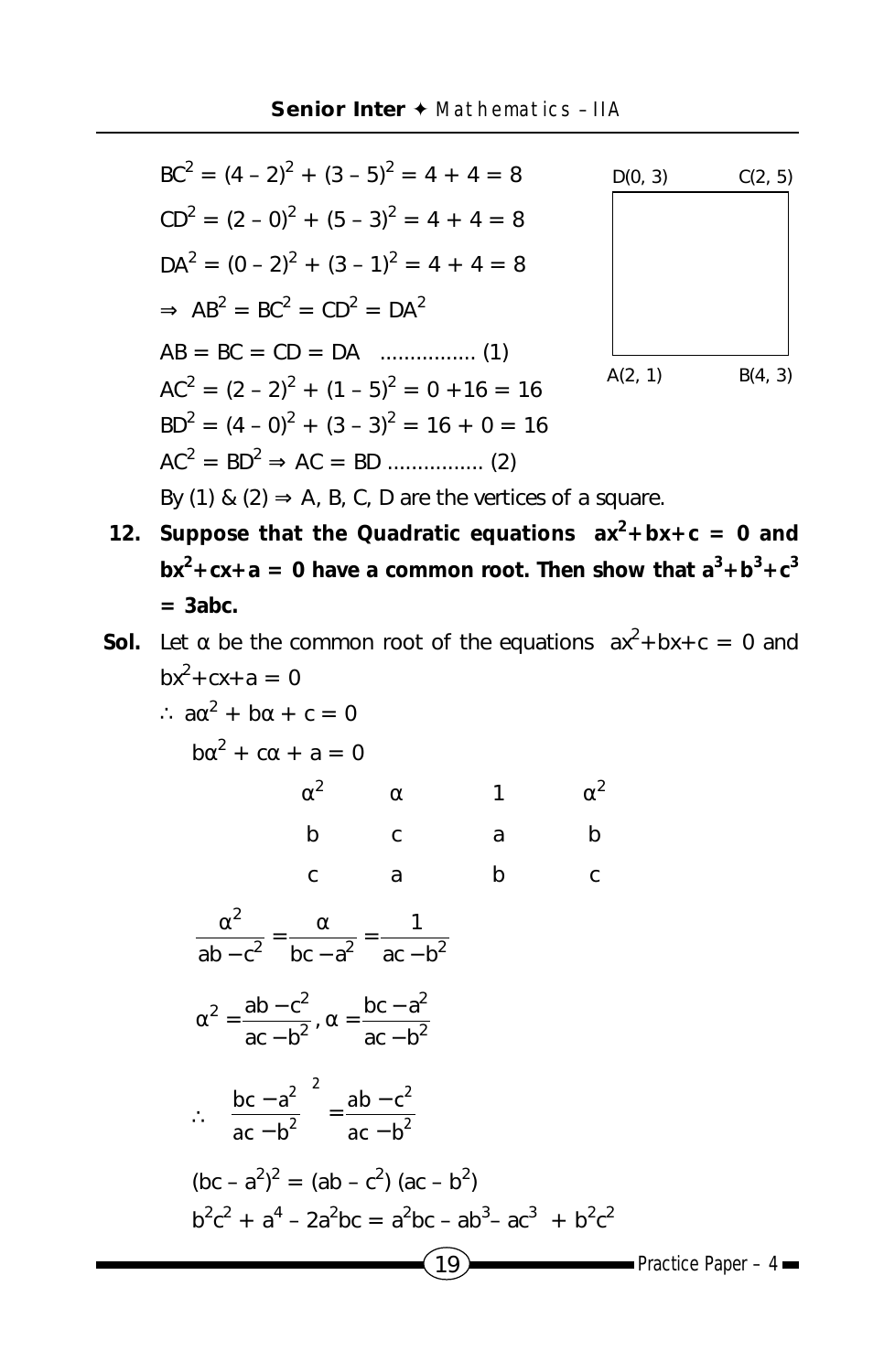$BC^2 = (4 – 2)^2 + (3 – 5)^2 = 4 + 4 = 8$

$CD^2 = (2 – 0)^2 + (5 – 3)^2 = 4 + 4 = 8$

$DA^2 = (0 – 2)^2 + (3 – 1)^2 = 4 + 4 = 8$

$\Rightarrow AB^2 = BC^2 = CD^2 = DA^2$

$AB = BC = CD = DA$ ................ (1)

$AC^2 = (2 – 2)^2 + (1 – 5)^2 = 0 + 16 = 16$

$BD^2 = (4 – 0)^2 + (3 – 3)^2 = 16 + 0 = 16$

$AC^2 = BD^2 \Rightarrow AC = BD$ ................ (2)

D(0, 3) C(2, 5)

A(2, 1) B(4, 3)

By (1) & (2) $\Rightarrow$ A, B, C, D are the vertices of a square.

**12. Suppose that the Quadratic equations $ax^2+bx+c = 0$ and $bx^2+cx+a = 0$ have a common root. Then show that $a^3+b^3+c^3 = 3abc$.**

**Sol.** Let $\alpha$ be the common root of the equations $ax^2+bx+c = 0$ and $bx^2+cx+a = 0$

$\therefore a\alpha^2 + b\alpha + c = 0$

$b\alpha^2 + c\alpha + a = 0$

| $\alpha^2$ | $\alpha$ | 1 | $\alpha^2$ |
|---|---|---|---|
| b | c | a | b |
| c | a | b | c |

$$\frac{\alpha^2}{ab - c^2} = \frac{\alpha}{bc - a^2} = \frac{1}{ac - b^2}$$

$$\alpha^2 = \frac{ab - c^2}{ac - b^2}, \alpha = \frac{bc - a^2}{ac - b^2}$$

$$\therefore \left(\frac{bc - a^2}{ac - b^2}\right)^2 = \frac{ab - c^2}{ac - b^2}$$

$(bc – a^2)^2 = (ab – c^2)(ac – b^2)$

$b^2c^2 + a^4 – 2a^2bc = a^2bc – ab^3 – ac^3 + b^2c^2$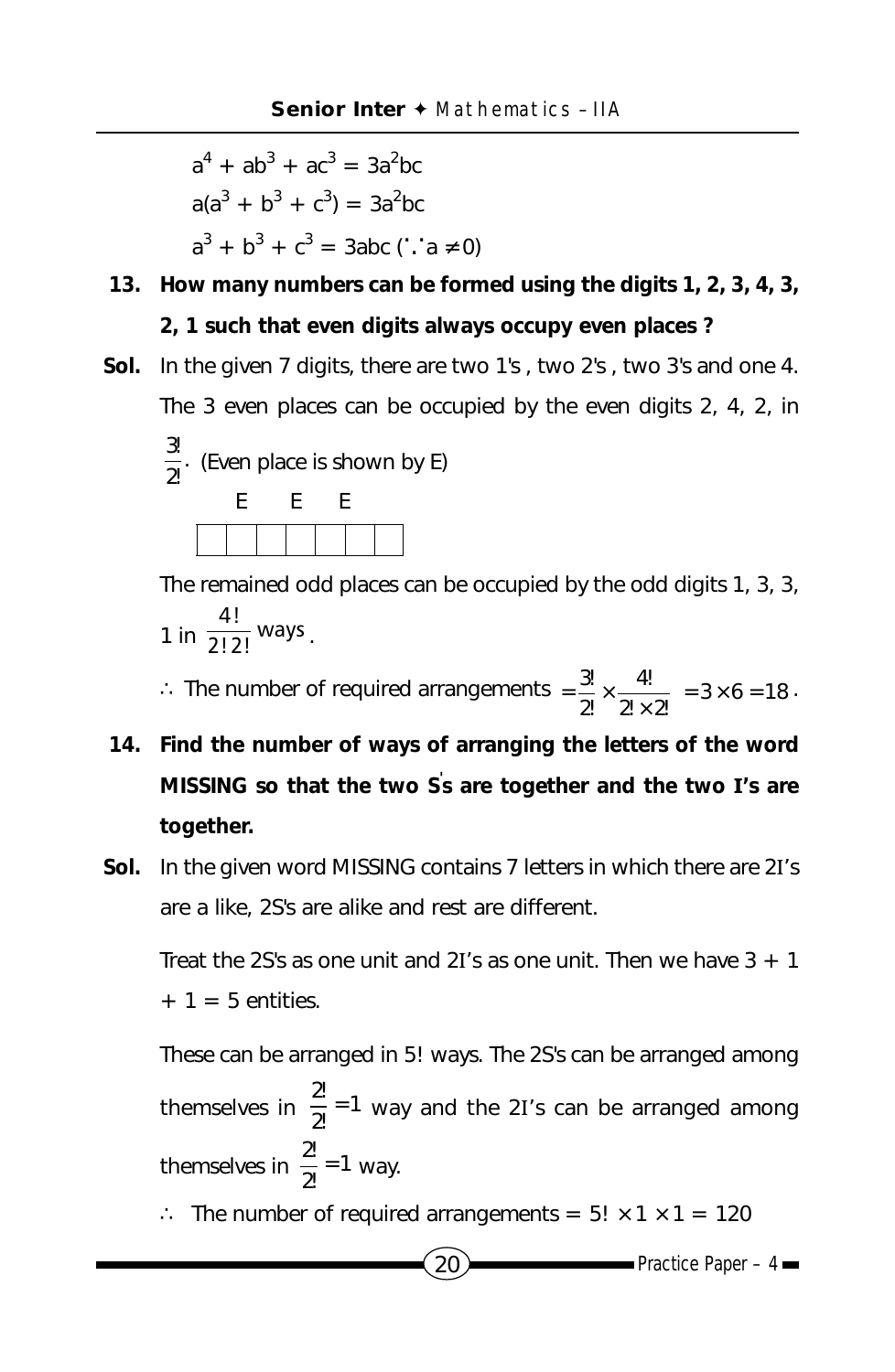$a^4 + ab^3 + ac^3 = 3a^2bc$

$a(a^3 + b^3 + c^3) = 3a^2bc$

$a^3 + b^3 + c^3 = 3abc \; (\because a \neq 0)$

**13. How many numbers can be formed using the digits 1, 2, 3, 4, 3, 2, 1 such that even digits always occupy even places ?**

**Sol.** In the given 7 digits, there are two 1's , two 2's , two 3's and one 4. The 3 even places can be occupied by the even digits 2, 4, 2, in $\frac{3!}{2!}$. (Even place is shown by E)

| | E | | E | | E | |
|---|---|---|---|---|---|---|
| | | | | | | |

The remained odd places can be occupied by the odd digits 1, 3, 3, 1 in $\frac{4!}{2!\,2!}$ ways.

$\therefore$ The number of required arrangements $= \frac{3!}{2!} \times \frac{4!}{2! \times 2!} = 3 \times 6 = 18$.

**14. Find the number of ways of arranging the letters of the word MISSING so that the two S's are together and the two I's are together.**

**Sol.** In the given word MISSING contains 7 letters in which there are 2I's are a like, 2S's are alike and rest are different.

Treat the 2S's as one unit and 2I's as one unit. Then we have 3 + 1 + 1 = 5 entities.

These can be arranged in 5! ways. The 2S's can be arranged among themselves in $\frac{2!}{2!} = 1$ way and the 2I's can be arranged among themselves in $\frac{2!}{2!} = 1$ way.

$\therefore$ The number of required arrangements $= 5! \times 1 \times 1 = 120$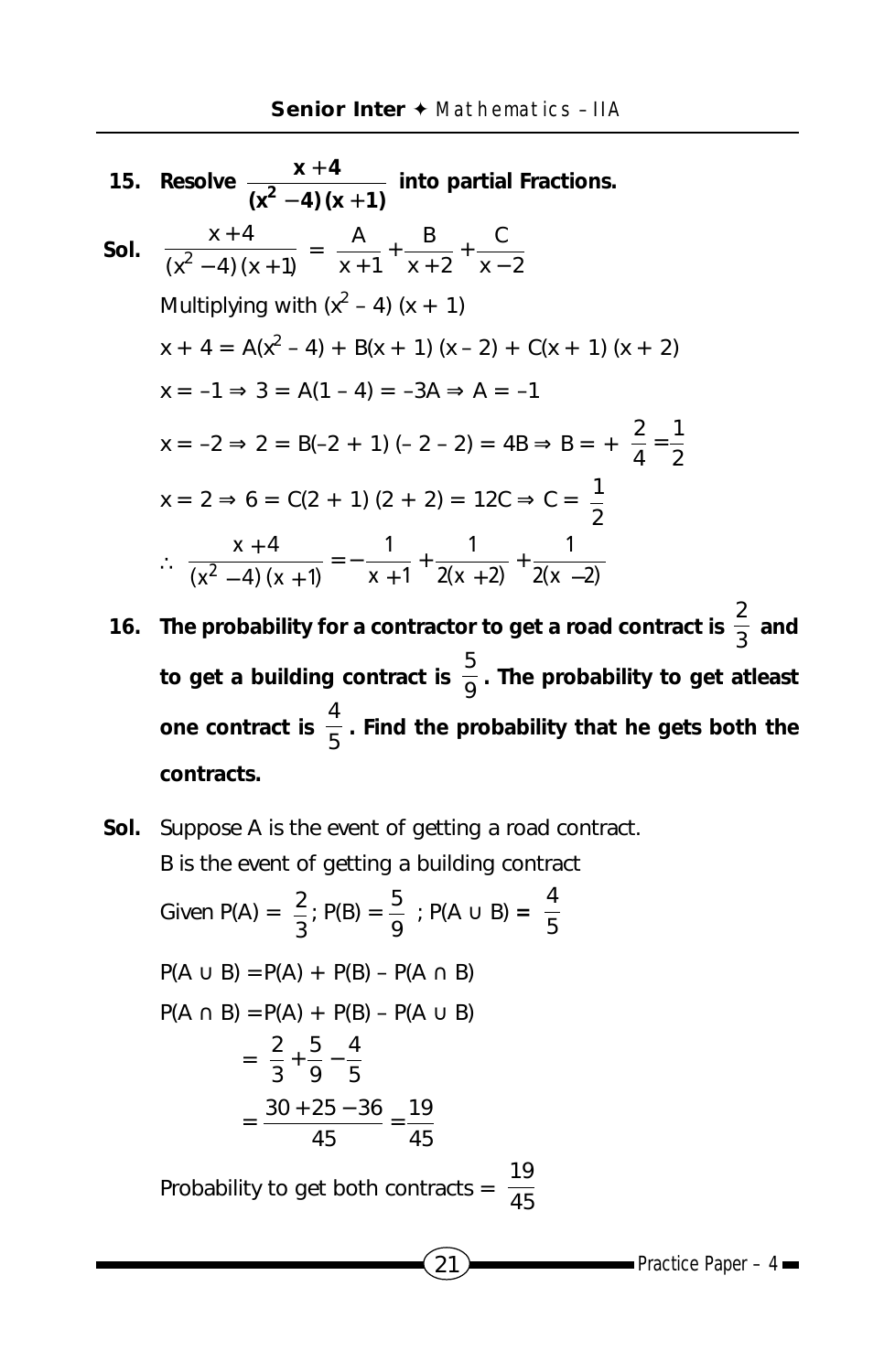**15. Resolve $\dfrac{x+4}{(x^2-4)(x+1)}$ into partial Fractions.**

**Sol.** $\dfrac{x+4}{(x^2-4)(x+1)} = \dfrac{A}{x+1} + \dfrac{B}{x+2} + \dfrac{C}{x-2}$

Multiplying with $(x^2 - 4)(x + 1)$

$x + 4 = A(x^2 - 4) + B(x + 1)(x - 2) + C(x + 1)(x + 2)$

$x = -1 \Rightarrow 3 = A(1 - 4) = -3A \Rightarrow A = -1$

$x = -2 \Rightarrow 2 = B(-2 + 1)(-2 - 2) = 4B \Rightarrow B = +\dfrac{2}{4} = \dfrac{1}{2}$

$x = 2 \Rightarrow 6 = C(2 + 1)(2 + 2) = 12C \Rightarrow C = \dfrac{1}{2}$

$\therefore \dfrac{x+4}{(x^2-4)(x+1)} = -\dfrac{1}{x+1} + \dfrac{1}{2(x+2)} + \dfrac{1}{2(x-2)}$

**16. The probability for a contractor to get a road contract is $\dfrac{2}{3}$ and to get a building contract is $\dfrac{5}{9}$. The probability to get atleast one contract is $\dfrac{4}{5}$. Find the probability that he gets both the contracts.**

**Sol.** Suppose A is the event of getting a road contract.

B is the event of getting a building contract

Given $P(A) = \dfrac{2}{3}$; $P(B) = \dfrac{5}{9}$ ; $P(A \cup B) = \dfrac{4}{5}$

$P(A \cup B) = P(A) + P(B) - P(A \cap B)$

$P(A \cap B) = P(A) + P(B) - P(A \cup B)$

$$= \frac{2}{3} + \frac{5}{9} - \frac{4}{5}$$

$$= \frac{30 + 25 - 36}{45} = \frac{19}{45}$$

Probability to get both contracts $= \dfrac{19}{45}$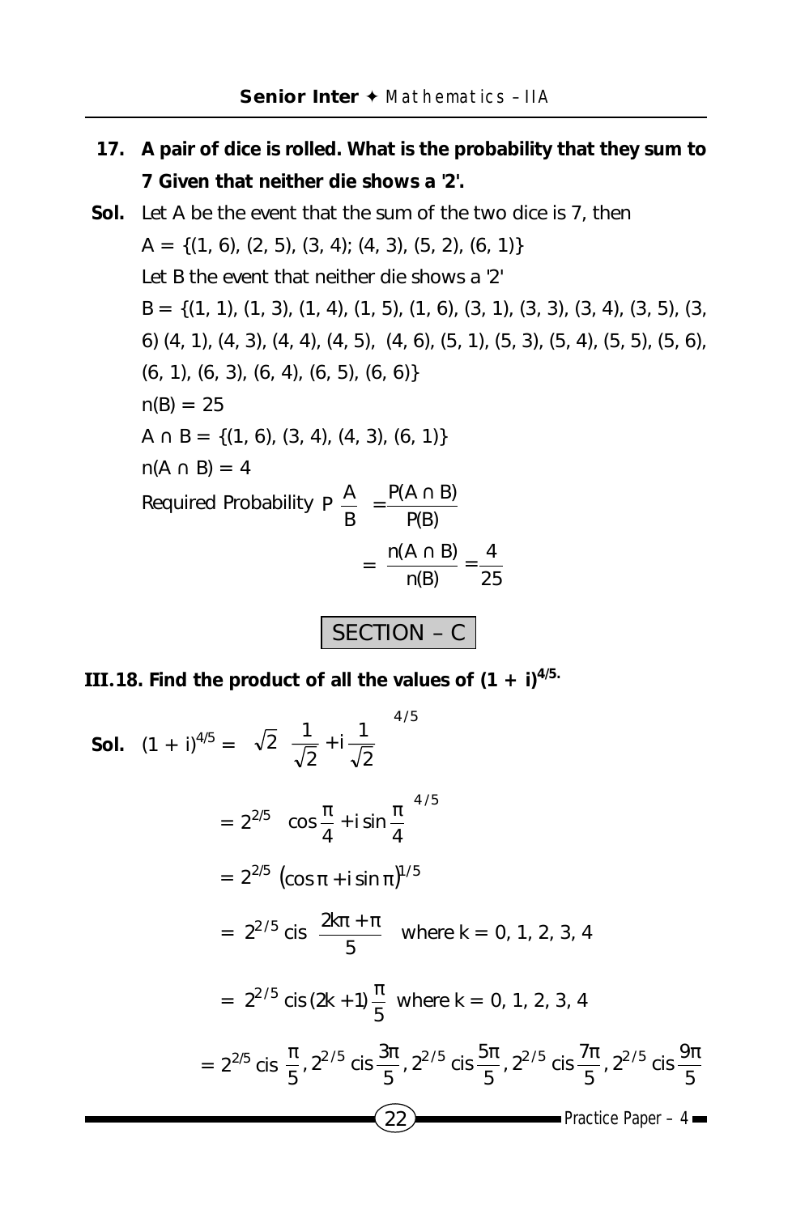**17. A pair of dice is rolled. What is the probability that they sum to 7 Given that neither die shows a '2'.**

**Sol.** Let A be the event that the sum of the two dice is 7, then

A = {(1, 6), (2, 5), (3, 4); (4, 3), (5, 2), (6, 1)}

Let B the event that neither die shows a '2'

B = {(1, 1), (1, 3), (1, 4), (1, 5), (1, 6), (3, 1), (3, 3), (3, 4), (3, 5), (3, 6) (4, 1), (4, 3), (4, 4), (4, 5), (4, 6), (5, 1), (5, 3), (5, 4), (5, 5), (5, 6), (6, 1), (6, 3), (6, 4), (6, 5), (6, 6)}

n(B) = 25

$A \cap B = \{(1, 6), (3, 4), (4, 3), (6, 1)\}$

$n(A \cap B) = 4$

Required Probability $P\left(\frac{A}{B}\right) = \frac{P(A \cap B)}{P(B)}$

$$= \frac{n(A \cap B)}{n(B)} = \frac{4}{25}$$

## SECTION – C

**III.18. Find the product of all the values of $(1 + i)^{4/5}$.**

**Sol.** $(1 + i)^{4/5} = \left[\sqrt{2}\left(\frac{1}{\sqrt{2}} + i\frac{1}{\sqrt{2}}\right)\right]^{4/5}$

$$= 2^{2/5}\left(\cos\frac{\pi}{4} + i\sin\frac{\pi}{4}\right)^{4/5}$$

$$= 2^{2/5}\left(\cos\pi + i\sin\pi\right)^{1/5}$$

$$= 2^{2/5}\,\text{cis}\left(\frac{2k\pi + \pi}{5}\right) \quad \text{where } k = 0, 1, 2, 3, 4$$

$$= 2^{2/5}\,\text{cis}(2k+1)\frac{\pi}{5} \quad \text{where } k = 0, 1, 2, 3, 4$$

$$= 2^{2/5}\,\text{cis}\,\frac{\pi}{5}, 2^{2/5}\,\text{cis}\frac{3\pi}{5}, 2^{2/5}\,\text{cis}\frac{5\pi}{5}, 2^{2/5}\,\text{cis}\frac{7\pi}{5}, 2^{2/5}\,\text{cis}\frac{9\pi}{5}$$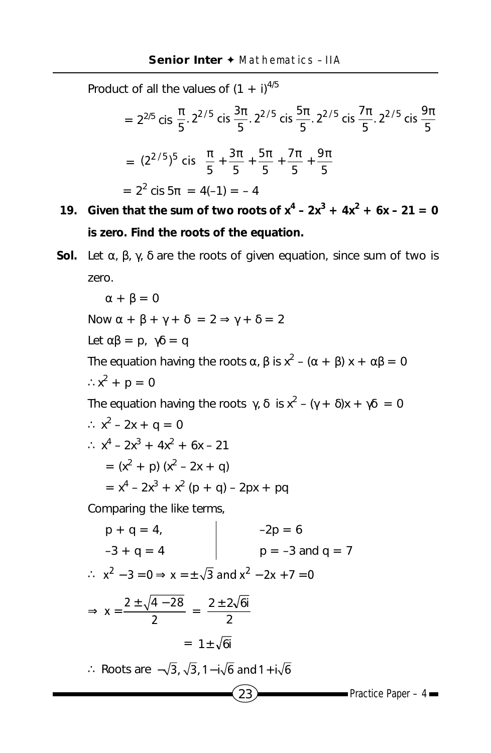Product of all the values of $(1 + i)^{4/5}$

$$= 2^{2/5} \text{ cis } \frac{\pi}{5} . 2^{2/5} \text{ cis } \frac{3\pi}{5} . 2^{2/5} \text{ cis } \frac{5\pi}{5} . 2^{2/5} \text{ cis } \frac{7\pi}{5} . 2^{2/5} \text{ cis } \frac{9\pi}{5}$$

$$= (2^{2/5})^5 \text{ cis } \left( \frac{\pi}{5} + \frac{3\pi}{5} + \frac{5\pi}{5} + \frac{7\pi}{5} + \frac{9\pi}{5} \right)$$

$$= 2^2 \text{ cis } 5\pi = 4(-1) = -4$$

**19. Given that the sum of two roots of $x^4 - 2x^3 + 4x^2 + 6x - 21 = 0$ is zero. Find the roots of the equation.**

**Sol.** Let α, β, γ, δ are the roots of given equation, since sum of two is zero.

$\alpha + \beta = 0$

Now $\alpha + \beta + \gamma + \delta = 2 \Rightarrow \gamma + \delta = 2$

Let $\alpha\beta = p, \ \gamma\delta = q$

The equation having the roots α, β is $x^2 - (\alpha + \beta) x + \alpha\beta = 0$

$\therefore x^2 + p = 0$

The equation having the roots γ, δ is $x^2 - (\gamma + \delta)x + \gamma\delta = 0$

$\therefore x^2 - 2x + q = 0$

$\therefore x^4 - 2x^3 + 4x^2 + 6x - 21$

$= (x^2 + p)(x^2 - 2x + q)$

$= x^4 - 2x^3 + x^2 (p + q) - 2px + pq$

Comparing the like terms,

$p + q = 4,$ $\qquad$ $-2p = 6$

$-3 + q = 4$ $\qquad$ $p = -3$ and $q = 7$

$\therefore x^2 - 3 = 0 \Rightarrow x = \pm\sqrt{3}$ and $x^2 - 2x + 7 = 0$

$$\Rightarrow x = \frac{2 \pm \sqrt{4 - 28}}{2} = \frac{2 \pm 2\sqrt{6}i}{2}$$

$$= 1 \pm \sqrt{6}i$$

$\therefore$ Roots are $-\sqrt{3}, \sqrt{3}, 1 - i\sqrt{6}$ and $1 + i\sqrt{6}$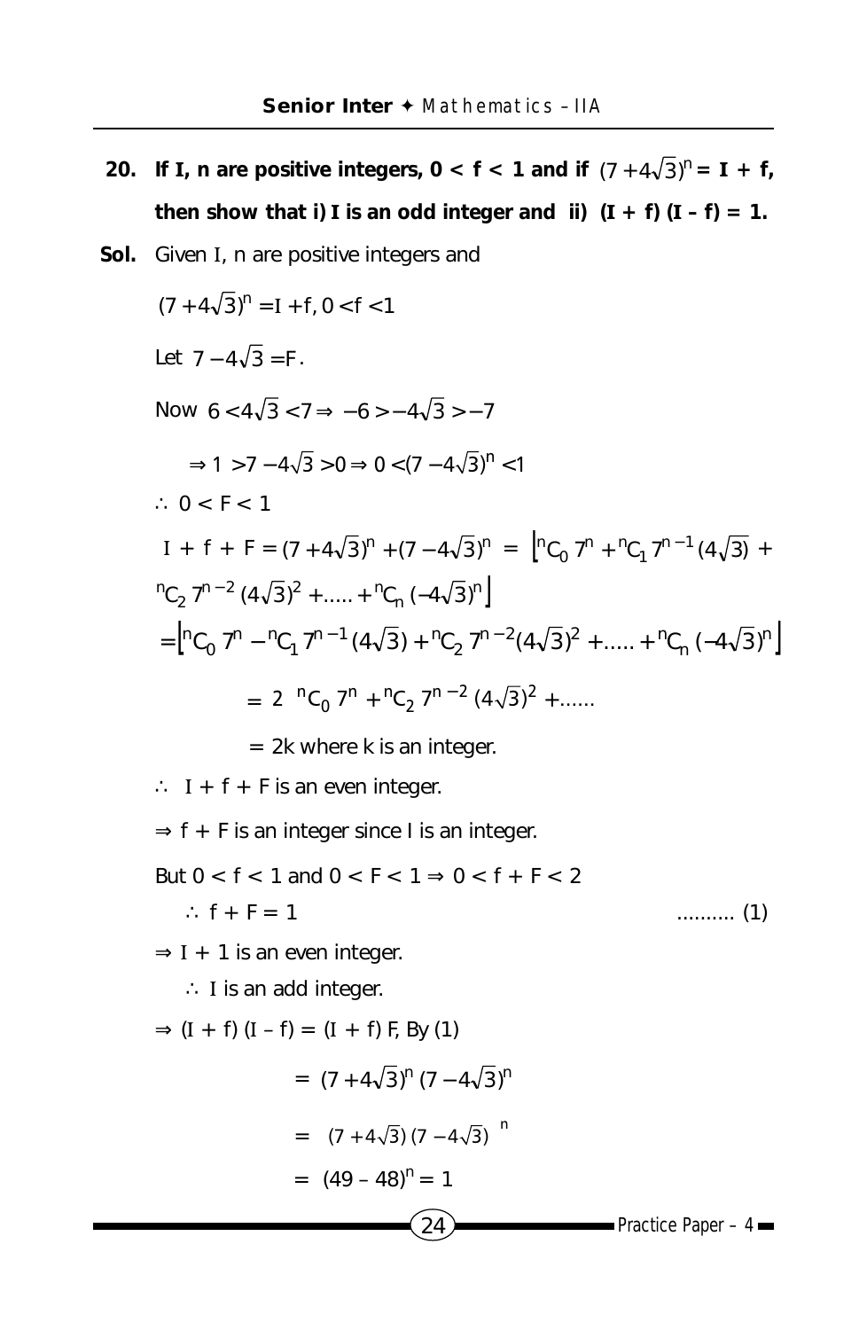**20. If I, n are positive integers, 0 < f < 1 and if $(7+4\sqrt{3})^n$ = I + f, then show that i) I is an odd integer and ii) (I + f) (I – f) = 1.**

**Sol.** Given I, n are positive integers and

$(7+4\sqrt{3})^n = I + f, 0 < f < 1$

Let $7-4\sqrt{3} = F$.

Now $6 < 4\sqrt{3} < 7 \Rightarrow -6 > -4\sqrt{3} > -7$

$\Rightarrow 1 > 7-4\sqrt{3} > 0 \Rightarrow 0 < (7-4\sqrt{3})^n < 1$

$\therefore$ 0 < F < 1

$I + f + F = (7+4\sqrt{3})^n + (7-4\sqrt{3})^n = \left[{}^nC_0\, 7^n + {}^nC_1\, 7^{n-1}(4\sqrt{3}) + {}^nC_2\, 7^{n-2}(4\sqrt{3})^2 + \ldots + {}^nC_n\, (-4\sqrt{3})^n\right]$

$= \left[{}^nC_0\, 7^n - {}^nC_1\, 7^{n-1}(4\sqrt{3}) + {}^nC_2\, 7^{n-2}(4\sqrt{3})^2 + \ldots + {}^nC_n\, (-4\sqrt{3})^n\right]$

$= 2\ {}^nC_0\, 7^n + {}^nC_2\, 7^{n-2}(4\sqrt{3})^2 + \ldots$

= 2k where k is an integer.

$\therefore$ I + f + F is an even integer.

$\Rightarrow$ f + F is an integer since I is an integer.

But 0 < f < 1 and 0 < F < 1 $\Rightarrow$ 0 < f + F < 2

$\therefore$ f + F = 1 .......... (1)

$\Rightarrow$ I + 1 is an even integer.

$\therefore$ I is an add integer.

$\Rightarrow$ (I + f) (I – f) = (I + f) F, By (1)

$= (7+4\sqrt{3})^n (7-4\sqrt{3})^n$

$= \left[(7+4\sqrt{3})(7-4\sqrt{3})\right]^n$

$= (49-48)^n = 1$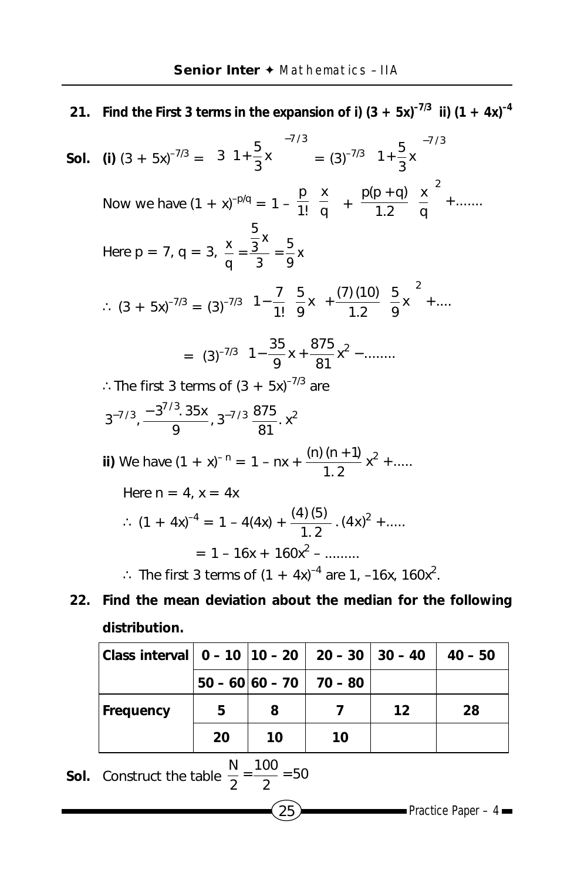**21. Find the First 3 terms in the expansion of i) $(3 + 5x)^{-7/3}$ ii) $(1 + 4x)^{-4}$**

**Sol. (i)** $(3 + 5x)^{-7/3} = \left[3\left(1+\frac{5}{3}x\right)\right]^{-7/3} = (3)^{-7/3}\left(1+\frac{5}{3}x\right)^{-7/3}$

Now we have $(1 + x)^{-p/q} = 1 - \frac{p}{1!}\left(\frac{x}{q}\right) + \frac{p(p+q)}{1.2}\left(\frac{x}{q}\right)^2 + .......$

Here p = 7, q = 3, $\frac{x}{q} = \frac{\frac{5}{3}x}{3} = \frac{5}{9}x$

$\therefore\ (3 + 5x)^{-7/3} = (3)^{-7/3}\left[1-\frac{7}{1!}\left(\frac{5}{9}x\right)+\frac{(7)(10)}{1.2}\left(\frac{5}{9}x\right)^2+....\right]$

$= (3)^{-7/3}\left[1-\frac{35}{9}x+\frac{875}{81}x^2-........\right]$

$\therefore$ The first 3 terms of $(3 + 5x)^{-7/3}$ are

$3^{-7/3}, \frac{-3^{7/3}.35x}{9}, 3^{-7/3}\frac{875}{81}.x^2$

**ii)** We have $(1 + x)^{-n} = 1 - nx + \frac{(n)(n+1)}{1.2}x^2 + .....$

Here n = 4, x = 4x

$\therefore\ (1 + 4x)^{-4} = 1 - 4(4x) + \frac{(4)(5)}{1.2}.(4x)^2 + .....$

$= 1 - 16x + 160x^2 - .........$

$\therefore$ The first 3 terms of $(1 + 4x)^{-4}$ are 1, –16x, $160x^2$.

**22. Find the mean deviation about the median for the following distribution.**

| **Class interval** | **0 – 10** | **10 – 20** | **20 – 30** | **30 – 40** | **40 – 50** |
|---|---|---|---|---|---|
| | **50 – 60** | **60 – 70** | **70 – 80** | | |
| **Frequency** | **5** | **8** | **7** | **12** | **28** |
| | **20** | **10** | **10** | | |

**Sol.** Construct the table $\frac{N}{2} = \frac{100}{2} = 50$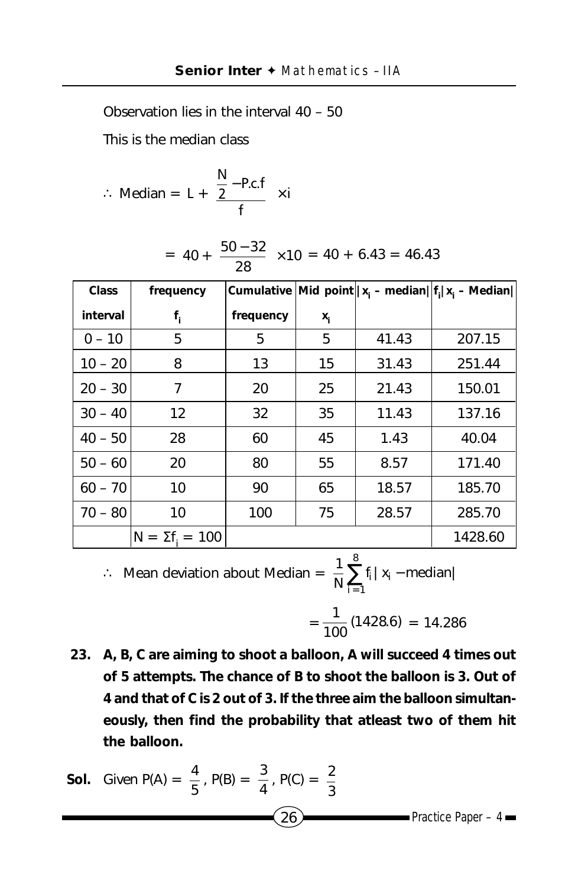Observation lies in the interval 40 – 50

This is the median class

$$\therefore \text{ Median} = L + \frac{\frac{N}{2} - \text{P.c.f}}{f} \times i$$

$$= 40 + \frac{50-32}{28} \times 10 = 40 + 6.43 = 46.43$$

| Class interval | frequency $f_i$ | Cumulative frequency | Mid point $x_i$ | $\lvert x_i$ – median$\rvert$ | $f_i\lvert x_i$ – Median$\rvert$ |
|---|---|---|---|---|---|
| 0 – 10 | 5 | 5 | 5 | 41.43 | 207.15 |
| 10 – 20 | 8 | 13 | 15 | 31.43 | 251.44 |
| 20 – 30 | 7 | 20 | 25 | 21.43 | 150.01 |
| 30 – 40 | 12 | 32 | 35 | 11.43 | 137.16 |
| 40 – 50 | 28 | 60 | 45 | 1.43 | 40.04 |
| 50 – 60 | 20 | 80 | 55 | 8.57 | 171.40 |
| 60 – 70 | 10 | 90 | 65 | 18.57 | 185.70 |
| 70 – 80 | 10 | 100 | 75 | 28.57 | 285.70 |
| | $N = \Sigma f_i = 100$ | | | | 1428.60 |

$$\therefore \text{ Mean deviation about Median} = \frac{1}{N}\sum_{i=1}^{8} f_i \lvert x_i - \text{median}\rvert$$

$$= \frac{1}{100}(1428.6) = 14.286$$

**23. A, B, C are aiming to shoot a balloon, A will succeed 4 times out of 5 attempts. The chance of B to shoot the balloon is 3. Out of 4 and that of C is 2 out of 3. If the three aim the balloon simultaneously, then find the probability that atleast two of them hit the balloon.**

**Sol.** Given $P(A) = \frac{4}{5}$, $P(B) = \frac{3}{4}$, $P(C) = \frac{2}{3}$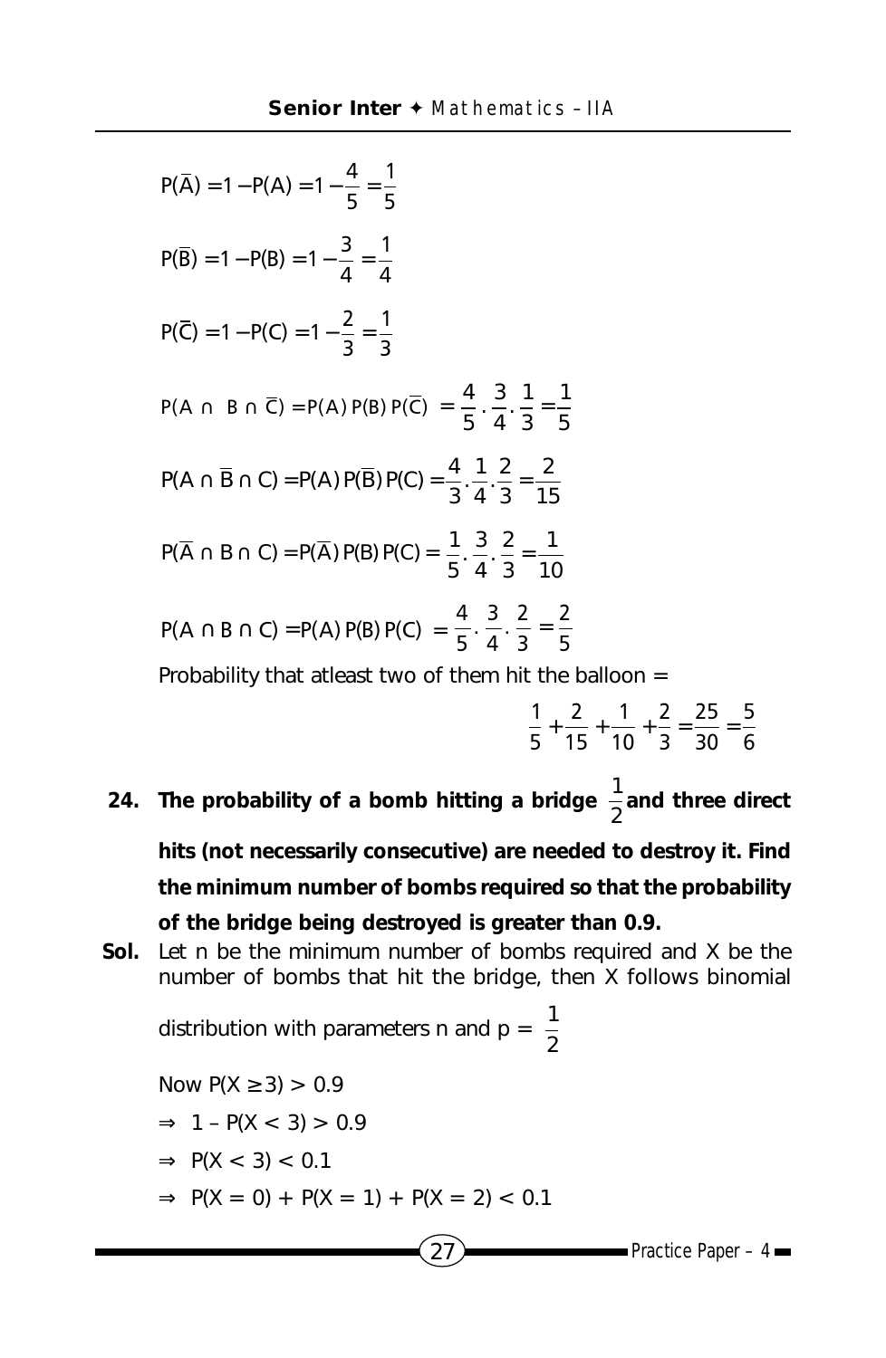$$P(\overline{A}) = 1 - P(A) = 1 - \frac{4}{5} = \frac{1}{5}$$

$$P(\overline{B}) = 1 - P(B) = 1 - \frac{3}{4} = \frac{1}{4}$$

$$P(\overline{C}) = 1 - P(C) = 1 - \frac{2}{3} = \frac{1}{3}$$

$$P(A \cap B \cap \overline{C}) = P(A)\,P(B)\,P(\overline{C}) = \frac{4}{5} \cdot \frac{3}{4} \cdot \frac{1}{3} = \frac{1}{5}$$

$$P(A \cap \overline{B} \cap C) = P(A)\,P(\overline{B})\,P(C) = \frac{4}{3} \cdot \frac{1}{4} \cdot \frac{2}{3} = \frac{2}{15}$$

$$P(\overline{A} \cap B \cap C) = P(\overline{A})\,P(B)\,P(C) = \frac{1}{5} \cdot \frac{3}{4} \cdot \frac{2}{3} = \frac{1}{10}$$

$$P(A \cap B \cap C) = P(A)\,P(B)\,P(C) = \frac{4}{5} \cdot \frac{3}{4} \cdot \frac{2}{3} = \frac{2}{5}$$

Probability that atleast two of them hit the balloon =

$$\frac{1}{5} + \frac{2}{15} + \frac{1}{10} + \frac{2}{3} = \frac{25}{30} = \frac{5}{6}$$

**24. The probability of a bomb hitting a bridge $\frac{1}{2}$ and three direct hits (not necessarily consecutive) are needed to destroy it. Find the minimum number of bombs required so that the probability of the bridge being destroyed is greater than 0.9.**

**Sol.** Let n be the minimum number of bombs required and X be the number of bombs that hit the bridge, then X follows binomial distribution with parameters n and $p = \frac{1}{2}$

Now $P(X \geq 3) > 0.9$

$\Rightarrow 1 - P(X < 3) > 0.9$

$\Rightarrow P(X < 3) < 0.1$

$\Rightarrow P(X = 0) + P(X = 1) + P(X = 2) < 0.1$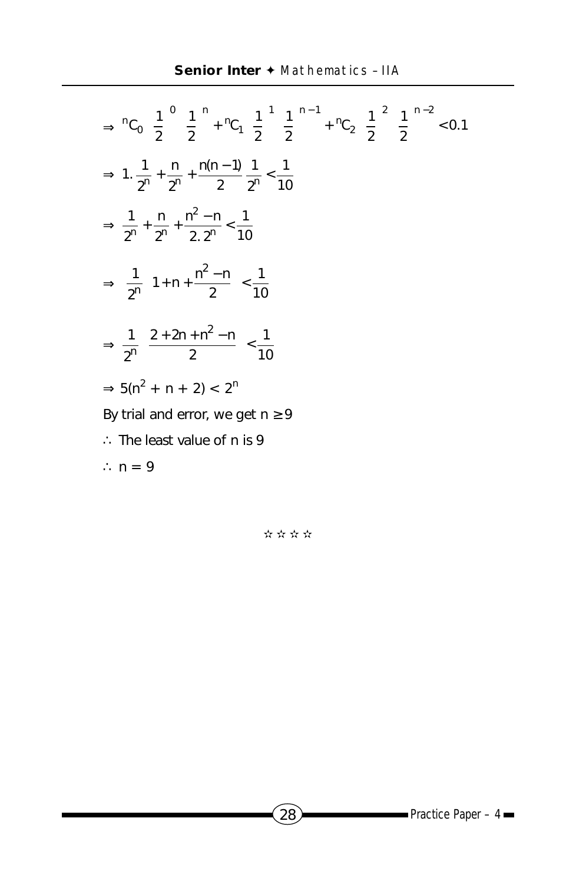$$\Rightarrow {}^nC_0 \left(\frac{1}{2}\right)^0 \left(\frac{1}{2}\right)^n + {}^nC_1 \left(\frac{1}{2}\right)^1 \left(\frac{1}{2}\right)^{n-1} + {}^nC_2 \left(\frac{1}{2}\right)^2 \left(\frac{1}{2}\right)^{n-2} < 0.1$$

$$\Rightarrow 1.\frac{1}{2^n} + \frac{n}{2^n} + \frac{n(n-1)}{2}\frac{1}{2^n} < \frac{1}{10}$$

$$\Rightarrow \frac{1}{2^n} + \frac{n}{2^n} + \frac{n^2-n}{2.2^n} < \frac{1}{10}$$

$$\Rightarrow \frac{1}{2^n}\left(1 + n + \frac{n^2-n}{2}\right) < \frac{1}{10}$$

$$\Rightarrow \frac{1}{2^n}\left(\frac{2 + 2n + n^2 - n}{2}\right) < \frac{1}{10}$$

$$\Rightarrow 5(n^2 + n + 2) < 2^n$$

By trial and error, we get $n \geq 9$

$\therefore$ The least value of n is 9

$\therefore n = 9$

☆ ☆ ☆ ☆